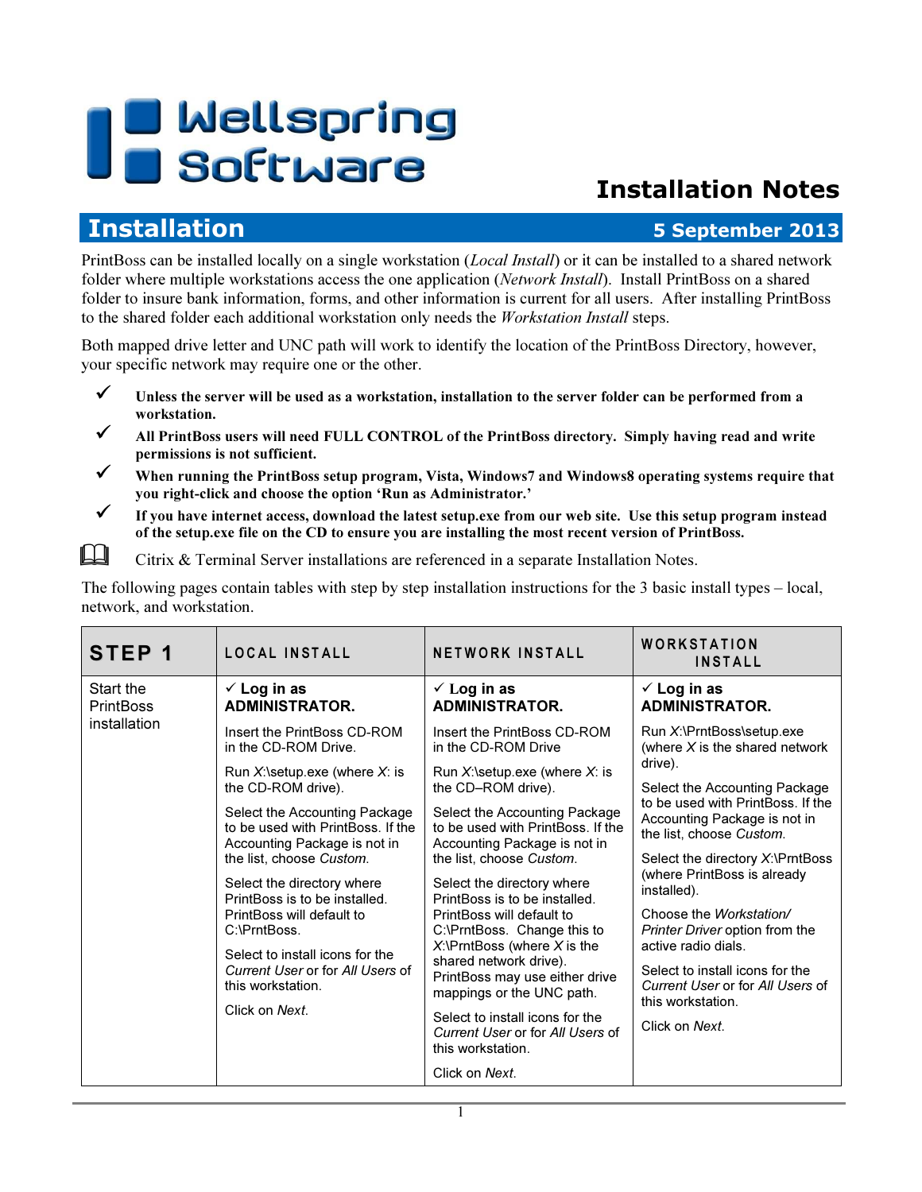# Wellspring Software

## Installation Notes

## Installation — 5 September 2013

PrintBoss can be installed locally on a single workstation (*Local Install*) or it can be installed to a shared network folder where multiple workstations access the one application (*Network Install*). Install PrintBoss on a shared folder to insure bank information, forms, and other information is current for all users. After installing PrintBoss to the shared folder each additional workstation only needs the *Workstation Install* steps.

Both mapped drive letter and UNC path will work to identify the location of the PrintBoss Directory, however, your specific network may require one or the other.

- ✓ **Unless the server will be used as a workstation, installation to the server folder can be performed from a workstation.**
- ✓ **All PrintBoss users will need FULL CONTROL of the PrintBoss directory. Simply having read and write permissions is not sufficient.**
- ✓ **When running the PrintBoss setup program, Vista, Windows7 and Windows8 operating systems require that you right-click and choose the option 'Run as Administrator.'**
- ✓ **If you have internet access, download the latest setup.exe from our web site. Use this setup program instead of the setup.exe file on the CD to ensure you are installing the most recent version of PrintBoss.**
- 📖 Citrix & Terminal Server installations are referenced in a separate Installation Notes.

The following pages contain tables with step by step installation instructions for the 3 basic install types – local, network, and workstation.

| STEP 1 | LOCAL INSTALL | NETWORK INSTALL | WORKSTATION INSTALL |
|---|---|---|---|
| Start the PrintBoss installation | ✓ **Log in as ADMINISTRATOR.**<br><br>Insert the PrintBoss CD-ROM in the CD-ROM Drive.<br><br>Run *X*:\setup.exe (where *X*: is the CD-ROM drive).<br><br>Select the Accounting Package to be used with PrintBoss. If the Accounting Package is not in the list, choose *Custom*.<br><br>Select the directory where PrintBoss is to be installed. PrintBoss will default to C:\PrntBoss.<br><br>Select to install icons for the *Current User* or for *All Users* of this workstation.<br><br>Click on *Next*. | ✓ **Log in as ADMINISTRATOR.**<br><br>Insert the PrintBoss CD-ROM in the CD-ROM Drive<br><br>Run *X*:\setup.exe (where *X*: is the CD–ROM drive).<br><br>Select the Accounting Package to be used with PrintBoss. If the Accounting Package is not in the list, choose *Custom*.<br><br>Select the directory where PrintBoss is to be installed. PrintBoss will default to C:\PrntBoss. Change this to *X*:\PrntBoss (where *X* is the shared network drive). PrintBoss may use either drive mappings or the UNC path.<br><br>Select to install icons for the *Current User* or for *All Users* of this workstation.<br><br>Click on *Next*. | ✓ **Log in as ADMINISTRATOR.**<br><br>Run *X*:\PrntBoss\setup.exe (where *X* is the shared network drive).<br><br>Select the Accounting Package to be used with PrintBoss. If the Accounting Package is not in the list, choose *Custom*.<br><br>Select the directory *X*:\PrntBoss (where PrintBoss is already installed).<br><br>Choose the *Workstation/ Printer Driver* option from the active radio dials.<br><br>Select to install icons for the *Current User* or for *All Users* of this workstation.<br><br>Click on *Next*. |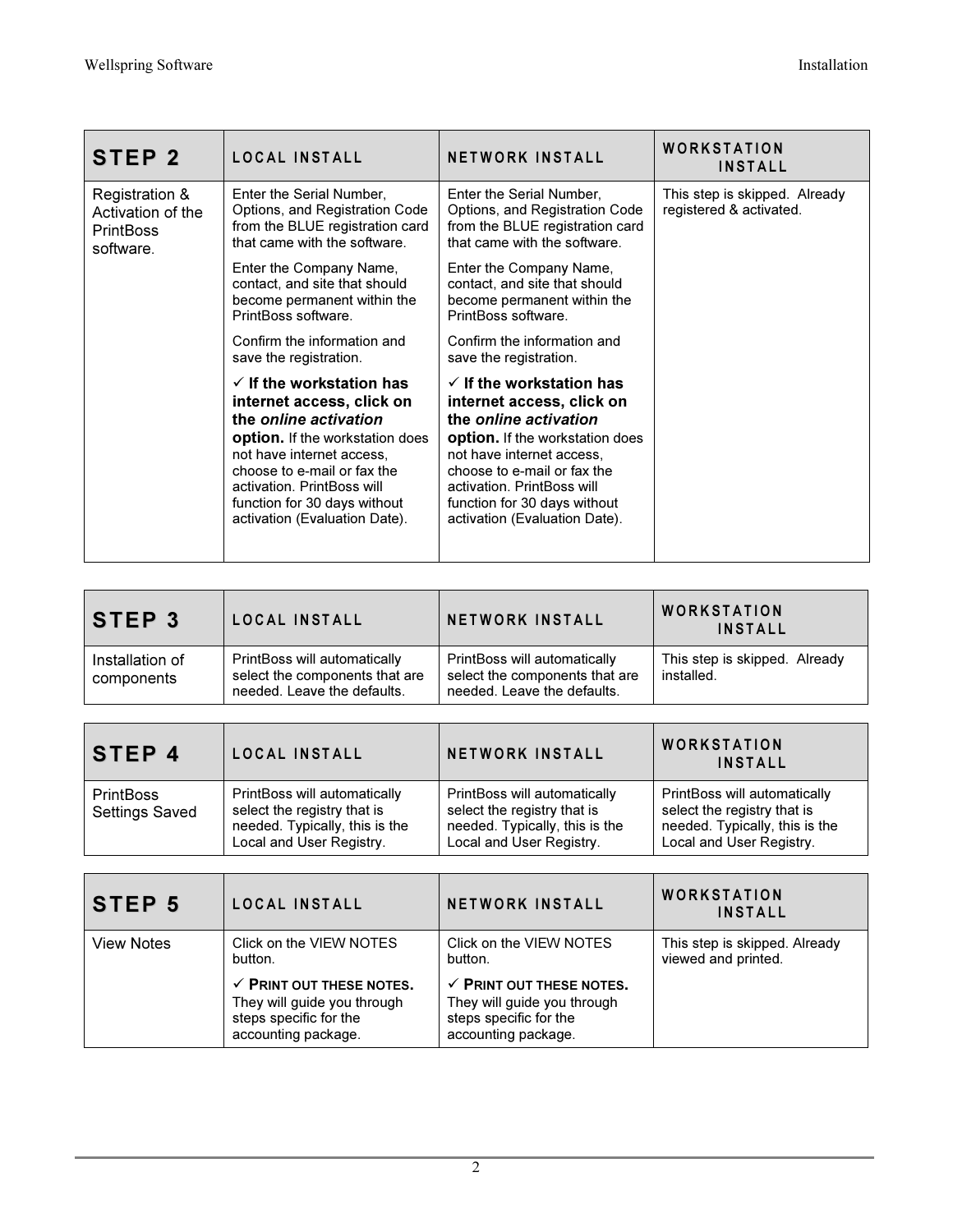| STEP 2 | LOCAL INSTALL | NETWORK INSTALL | WORKSTATION INSTALL |
|---|---|---|---|
| Registration & Activation of the PrintBoss software. | Enter the Serial Number, Options, and Registration Code from the BLUE registration card that came with the software.<br><br>Enter the Company Name, contact, and site that should become permanent within the PrintBoss software.<br><br>Confirm the information and save the registration.<br><br>✓ **If the workstation has internet access, click on the *online activation* option.** If the workstation does not have internet access, choose to e-mail or fax the activation. PrintBoss will function for 30 days without activation (Evaluation Date). | Enter the Serial Number, Options, and Registration Code from the BLUE registration card that came with the software.<br><br>Enter the Company Name, contact, and site that should become permanent within the PrintBoss software.<br><br>Confirm the information and save the registration.<br><br>✓ **If the workstation has internet access, click on the *online activation* option.** If the workstation does not have internet access, choose to e-mail or fax the activation. PrintBoss will function for 30 days without activation (Evaluation Date). | This step is skipped. Already registered & activated. |

| STEP 3 | LOCAL INSTALL | NETWORK INSTALL | WORKSTATION INSTALL |
|---|---|---|---|
| Installation of components | PrintBoss will automatically select the components that are needed. Leave the defaults. | PrintBoss will automatically select the components that are needed. Leave the defaults. | This step is skipped. Already installed. |

| STEP 4 | LOCAL INSTALL | NETWORK INSTALL | WORKSTATION INSTALL |
|---|---|---|---|
| PrintBoss Settings Saved | PrintBoss will automatically select the registry that is needed. Typically, this is the Local and User Registry. | PrintBoss will automatically select the registry that is needed. Typically, this is the Local and User Registry. | PrintBoss will automatically select the registry that is needed. Typically, this is the Local and User Registry. |

| STEP 5 | LOCAL INSTALL | NETWORK INSTALL | WORKSTATION INSTALL |
|---|---|---|---|
| View Notes | Click on the VIEW NOTES button.<br><br>✓ **PRINT OUT THESE NOTES.** They will guide you through steps specific for the accounting package. | Click on the VIEW NOTES button.<br><br>✓ **PRINT OUT THESE NOTES.** They will guide you through steps specific for the accounting package. | This step is skipped. Already viewed and printed. |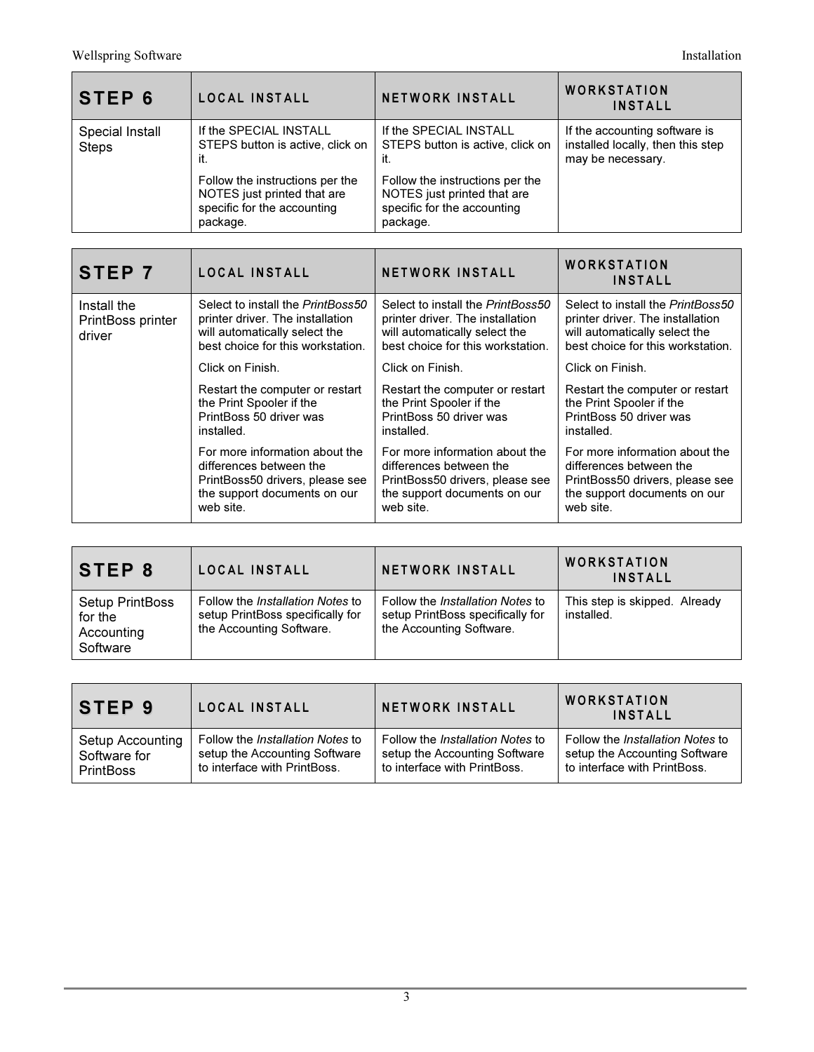| **STEP 6** | **LOCAL INSTALL** | **NETWORK INSTALL** | **WORKSTATION INSTALL** |
| --- | --- | --- | --- |
| Special Install Steps | If the SPECIAL INSTALL STEPS button is active, click on it.<br><br>Follow the instructions per the NOTES just printed that are specific for the accounting package. | If the SPECIAL INSTALL STEPS button is active, click on it.<br><br>Follow the instructions per the NOTES just printed that are specific for the accounting package. | If the accounting software is installed locally, then this step may be necessary. |

| **STEP 7** | **LOCAL INSTALL** | **NETWORK INSTALL** | **WORKSTATION INSTALL** |
| --- | --- | --- | --- |
| Install the PrintBoss printer driver | Select to install the *PrintBoss50* printer driver. The installation will automatically select the best choice for this workstation.<br><br>Click on Finish.<br><br>Restart the computer or restart the Print Spooler if the PrintBoss 50 driver was installed.<br><br>For more information about the differences between the PrintBoss50 drivers, please see the support documents on our web site. | Select to install the *PrintBoss50* printer driver. The installation will automatically select the best choice for this workstation.<br><br>Click on Finish.<br><br>Restart the computer or restart the Print Spooler if the PrintBoss 50 driver was installed.<br><br>For more information about the differences between the PrintBoss50 drivers, please see the support documents on our web site. | Select to install the *PrintBoss50* printer driver. The installation will automatically select the best choice for this workstation.<br><br>Click on Finish.<br><br>Restart the computer or restart the Print Spooler if the PrintBoss 50 driver was installed.<br><br>For more information about the differences between the PrintBoss50 drivers, please see the support documents on our web site. |

| **STEP 8** | **LOCAL INSTALL** | **NETWORK INSTALL** | **WORKSTATION INSTALL** |
| --- | --- | --- | --- |
| Setup PrintBoss for the Accounting Software | Follow the *Installation Notes* to setup PrintBoss specifically for the Accounting Software. | Follow the *Installation Notes* to setup PrintBoss specifically for the Accounting Software. | This step is skipped. Already installed. |

| **STEP 9** | **LOCAL INSTALL** | **NETWORK INSTALL** | **WORKSTATION INSTALL** |
| --- | --- | --- | --- |
| Setup Accounting Software for PrintBoss | Follow the *Installation Notes* to setup the Accounting Software to interface with PrintBoss. | Follow the *Installation Notes* to setup the Accounting Software to interface with PrintBoss. | Follow the *Installation Notes* to setup the Accounting Software to interface with PrintBoss. |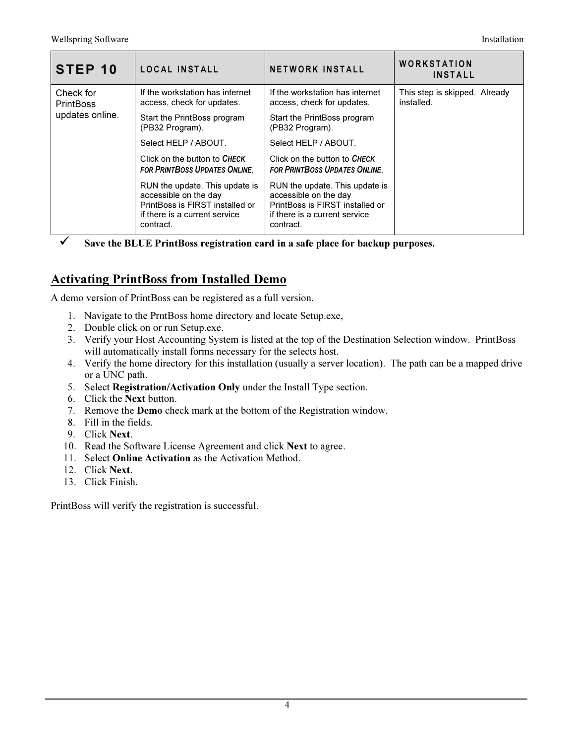| STEP 10 | LOCAL INSTALL | NETWORK INSTALL | WORKSTATION INSTALL |
|---|---|---|---|
| Check for PrintBoss updates online. | If the workstation has internet access, check for updates.<br><br>Start the PrintBoss program (PB32 Program).<br><br>Select HELP / ABOUT.<br><br>Click on the button to ***CHECK FOR PRINTBOSS UPDATES ONLINE***.<br><br>RUN the update. This update is accessible on the day PrintBoss is FIRST installed or if there is a current service contract. | If the workstation has internet access, check for updates.<br><br>Start the PrintBoss program (PB32 Program).<br><br>Select HELP / ABOUT.<br><br>Click on the button to ***CHECK FOR PRINTBOSS UPDATES ONLINE***.<br><br>RUN the update. This update is accessible on the day PrintBoss is FIRST installed or if there is a current service contract. | This step is skipped. Already installed. |

✓ **Save the BLUE PrintBoss registration card in a safe place for backup purposes.**

## Activating PrintBoss from Installed Demo

A demo version of PrintBoss can be registered as a full version.

1. Navigate to the PrntBoss home directory and locate Setup.exe,
2. Double click on or run Setup.exe.
3. Verify your Host Accounting System is listed at the top of the Destination Selection window. PrintBoss will automatically install forms necessary for the selects host.
4. Verify the home directory for this installation (usually a server location). The path can be a mapped drive or a UNC path.
5. Select **Registration/Activation Only** under the Install Type section.
6. Click the **Next** button.
7. Remove the **Demo** check mark at the bottom of the Registration window.
8. Fill in the fields.
9. Click **Next**.
10. Read the Software License Agreement and click **Next** to agree.
11. Select **Online Activation** as the Activation Method.
12. Click **Next**.
13. Click Finish.

PrintBoss will verify the registration is successful.